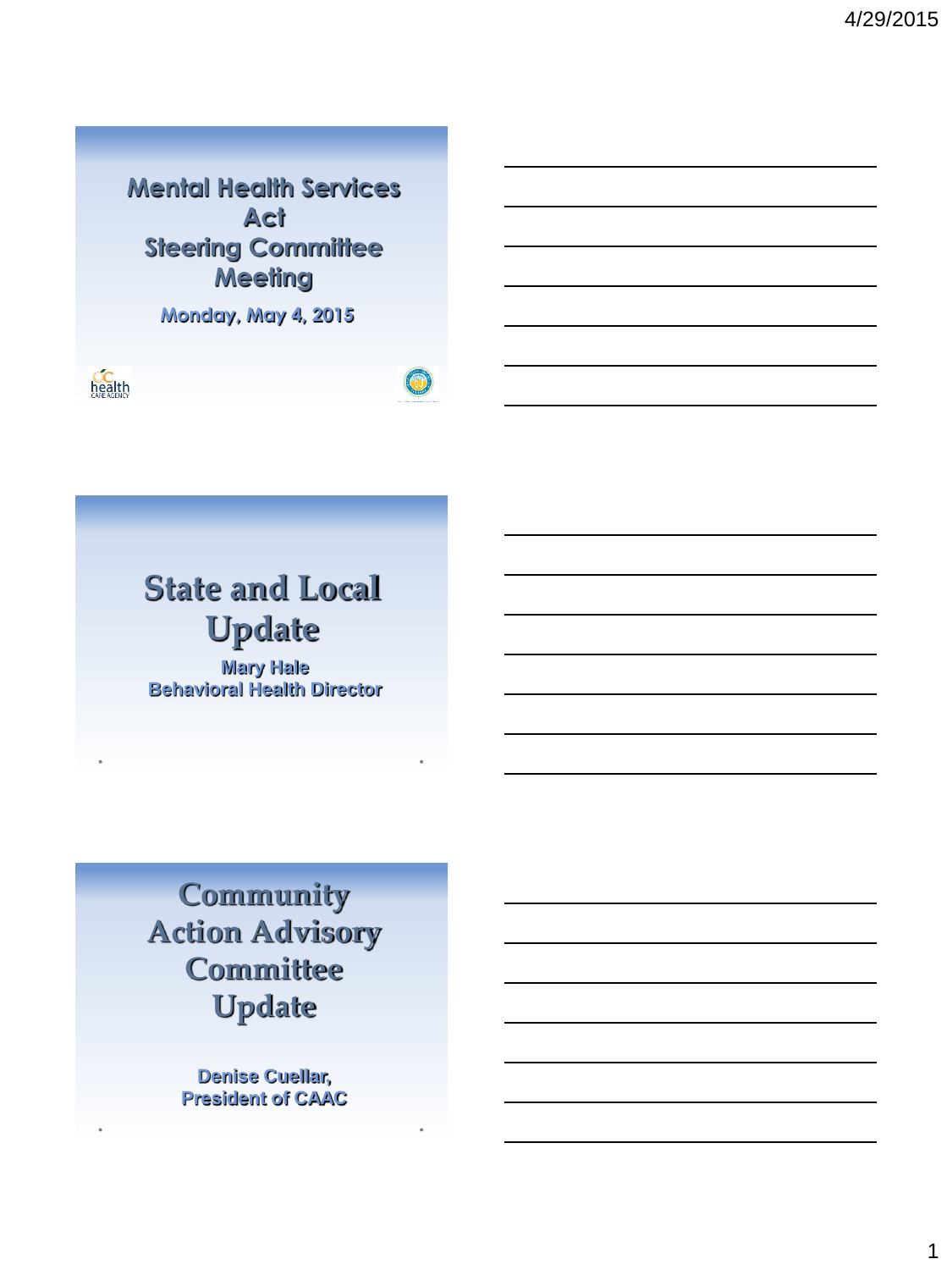# Mental Health Services Act Steering Committee Meeting

**Monday, May 4, 2015**

## State and Local Update

**Mary Hale**
**Behavioral Health Director**

## Community Action Advisory Committee Update

**Denise Cuellar,**
**President of CAAC**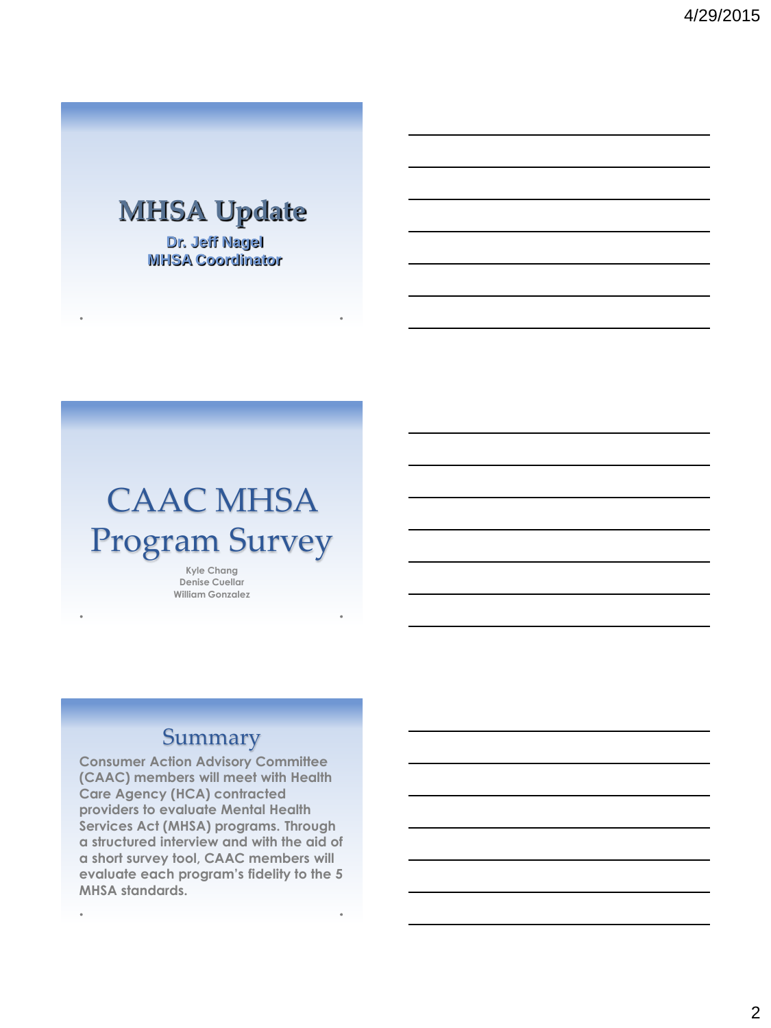# MHSA Update

**Dr. Jeff Nagel**
**MHSA Coordinator**

# CAAC MHSA Program Survey

Kyle Chang
Denise Cuellar
William Gonzalez

## Summary

Consumer Action Advisory Committee (CAAC) members will meet with Health Care Agency (HCA) contracted providers to evaluate Mental Health Services Act (MHSA) programs. Through a structured interview and with the aid of a short survey tool, CAAC members will evaluate each program's fidelity to the 5 MHSA standards.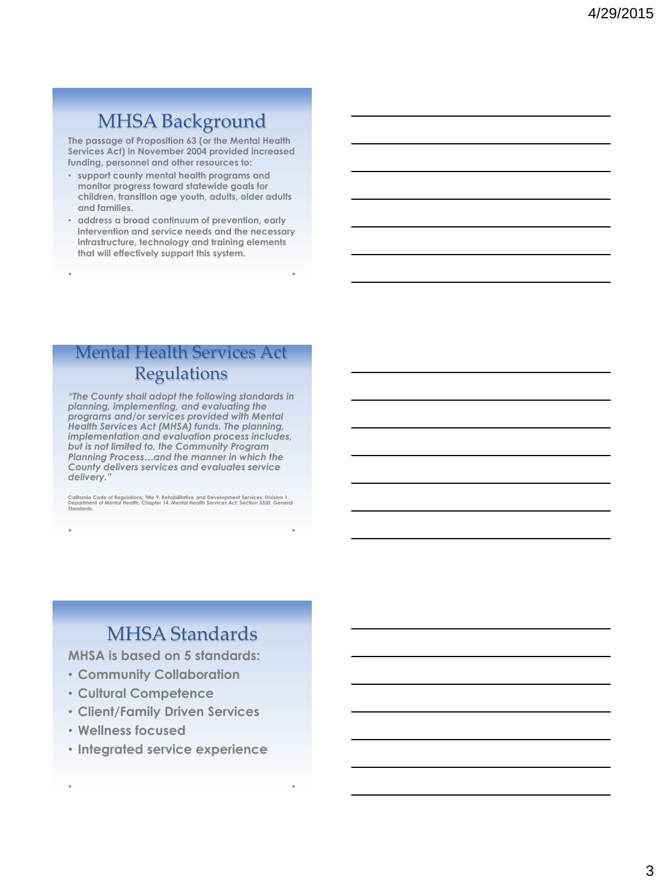## MHSA Background

The passage of Proposition 63 (or the Mental Health Services Act) in November 2004 provided increased funding, personnel and other resources to:

- support county mental health programs and monitor progress toward statewide goals for children, transition age youth, adults, older adults and families.
- address a broad continuum of prevention, early intervention and service needs and the necessary infrastructure, technology and training elements that will effectively support this system.

## Mental Health Services Act Regulations

*"The County shall adopt the following standards in planning, implementing, and evaluating the programs and/or services provided with Mental Health Services Act (MHSA) funds. The planning, implementation and evaluation process includes, but is not limited to, the Community Program Planning Process…and the manner in which the County delivers services and evaluates service delivery."*

California Code of Regulations; Title 9. Rehabilitative and Development Services; Division 1. Department of Mental Health; Chapter 14. Mental Health Services Act; Section 3320. General Standards.

## MHSA Standards

MHSA is based on 5 standards:

- Community Collaboration
- Cultural Competence
- Client/Family Driven Services
- Wellness focused
- Integrated service experience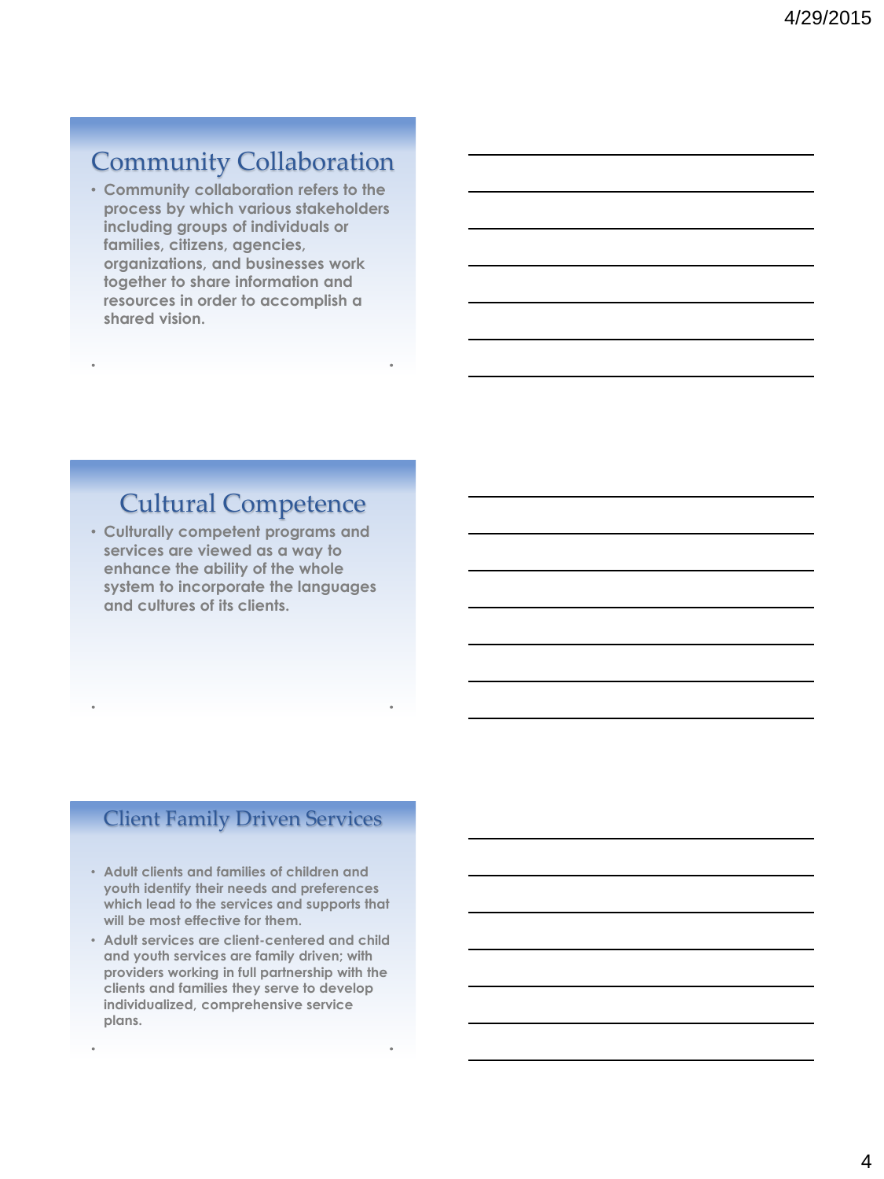## Community Collaboration

- Community collaboration refers to the process by which various stakeholders including groups of individuals or families, citizens, agencies, organizations, and businesses work together to share information and resources in order to accomplish a shared vision.

## Cultural Competence

- Culturally competent programs and services are viewed as a way to enhance the ability of the whole system to incorporate the languages and cultures of its clients.

## Client Family Driven Services

- Adult clients and families of children and youth identify their needs and preferences which lead to the services and supports that will be most effective for them.
- Adult services are client-centered and child and youth services are family driven; with providers working in full partnership with the clients and families they serve to develop individualized, comprehensive service plans.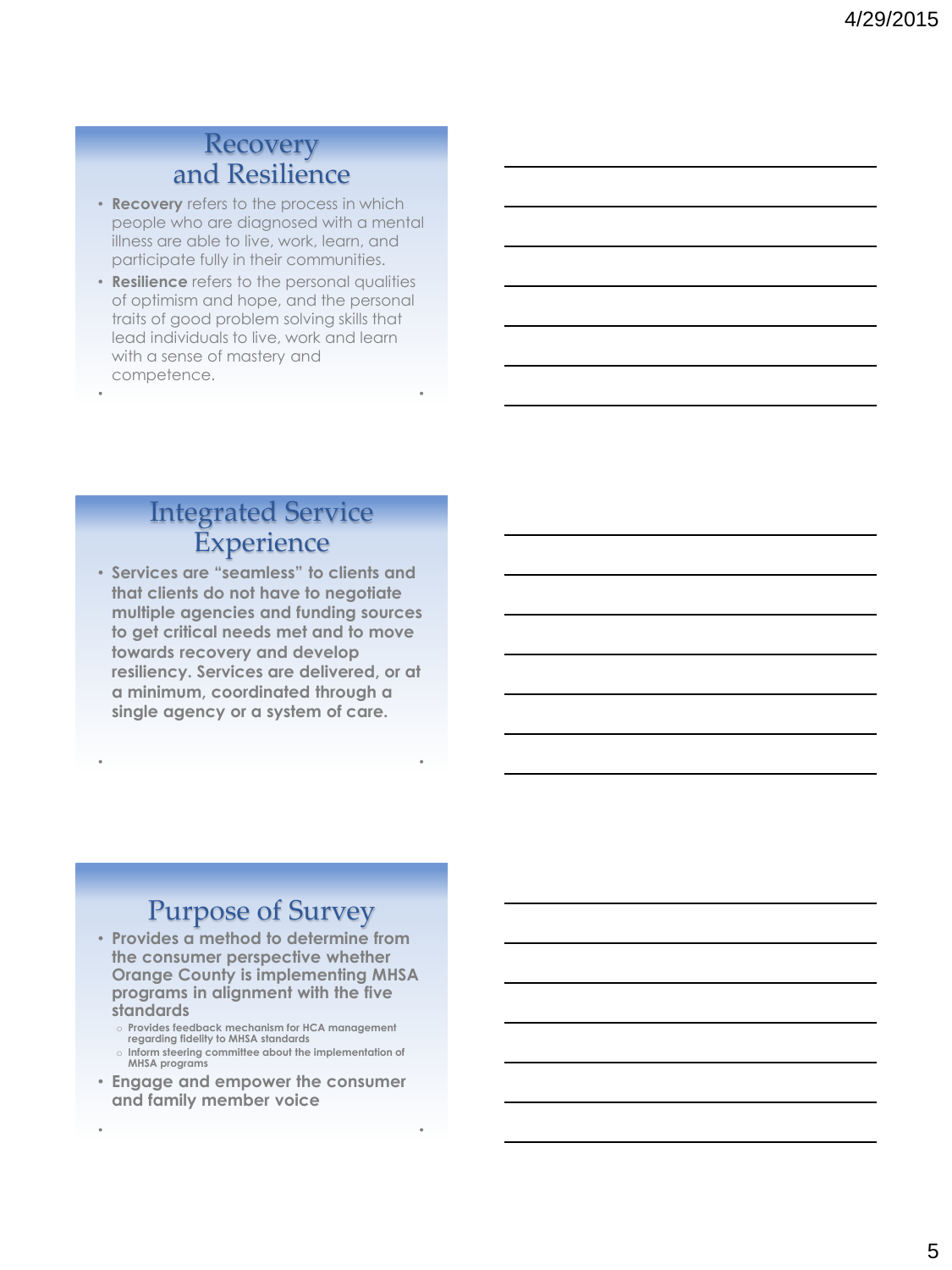## Recovery and Resilience

- **Recovery** refers to the process in which people who are diagnosed with a mental illness are able to live, work, learn, and participate fully in their communities.
- **Resilience** refers to the personal qualities of optimism and hope, and the personal traits of good problem solving skills that lead individuals to live, work and learn with a sense of mastery and competence.

## Integrated Service Experience

- **Services are "seamless" to clients and that clients do not have to negotiate multiple agencies and funding sources to get critical needs met and to move towards recovery and develop resiliency. Services are delivered, or at a minimum, coordinated through a single agency or a system of care.**

## Purpose of Survey

- **Provides a method to determine from the consumer perspective whether Orange County is implementing MHSA programs in alignment with the five standards**
  - **Provides feedback mechanism for HCA management regarding fidelity to MHSA standards**
  - **Inform steering committee about the implementation of MHSA programs**
- **Engage and empower the consumer and family member voice**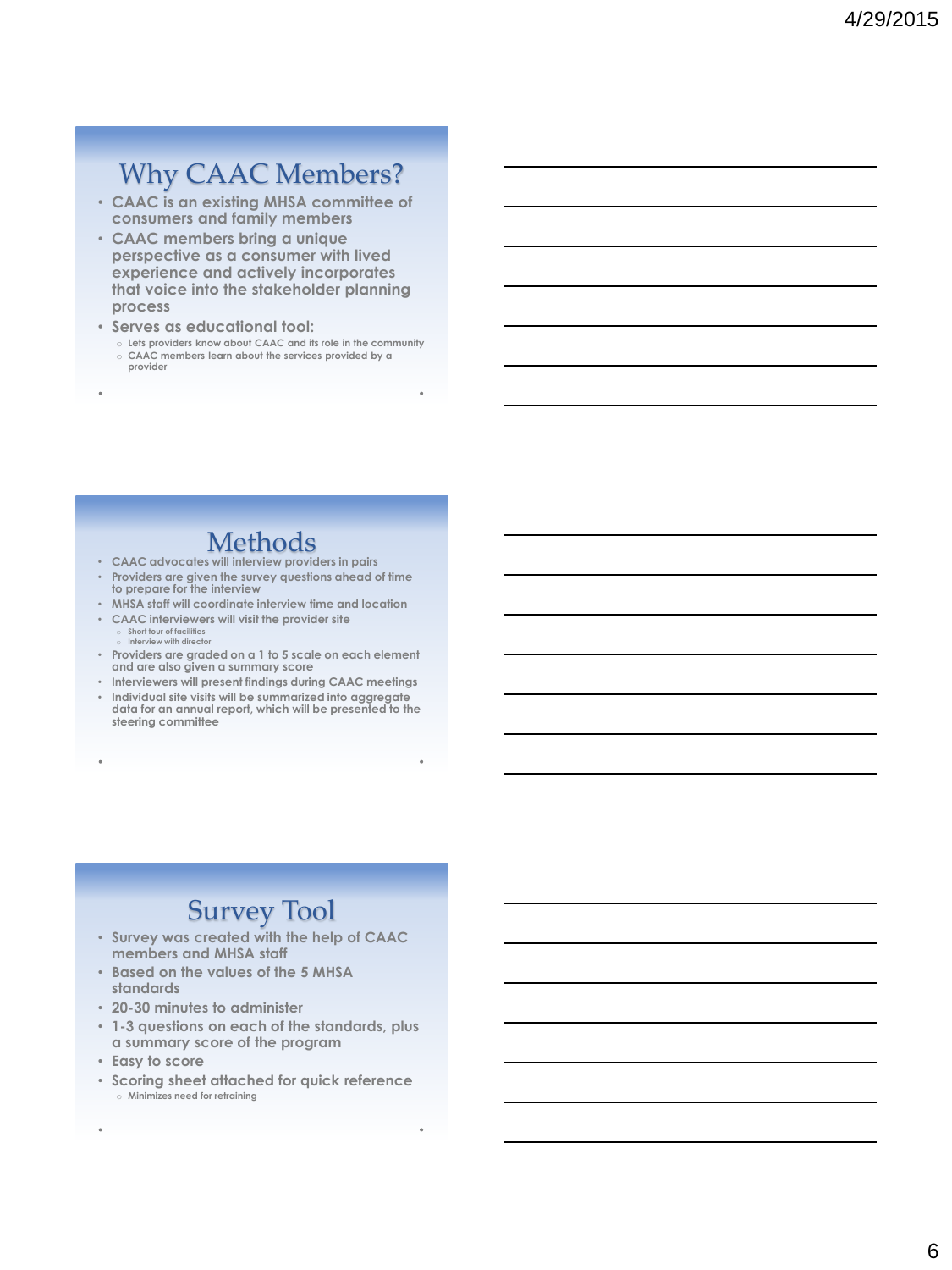## Why CAAC Members?

- CAAC is an existing MHSA committee of consumers and family members
- CAAC members bring a unique perspective as a consumer with lived experience and actively incorporates that voice into the stakeholder planning process
- Serves as educational tool:
  - Lets providers know about CAAC and its role in the community
  - CAAC members learn about the services provided by a provider

## Methods

- CAAC advocates will interview providers in pairs
- Providers are given the survey questions ahead of time to prepare for the interview
- MHSA staff will coordinate interview time and location
- CAAC interviewers will visit the provider site
  - Short tour of facilities
  - Interview with director
- Providers are graded on a 1 to 5 scale on each element and are also given a summary score
- Interviewers will present findings during CAAC meetings
- Individual site visits will be summarized into aggregate data for an annual report, which will be presented to the steering committee

## Survey Tool

- Survey was created with the help of CAAC members and MHSA staff
- Based on the values of the 5 MHSA standards
- 20-30 minutes to administer
- 1-3 questions on each of the standards, plus a summary score of the program
- Easy to score
- Scoring sheet attached for quick reference
  - Minimizes need for retraining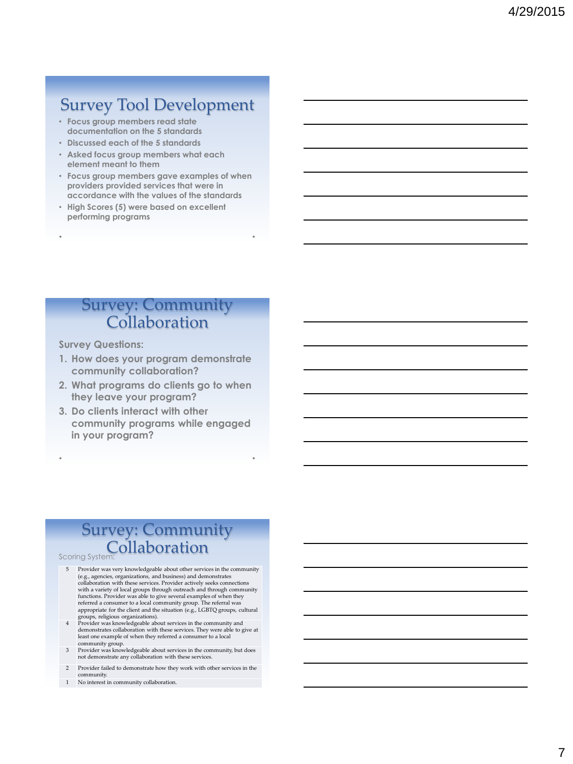## Survey Tool Development

- Focus group members read state documentation on the 5 standards
- Discussed each of the 5 standards
- Asked focus group members what each element meant to them
- Focus group members gave examples of when providers provided services that were in accordance with the values of the standards
- High Scores (5) were based on excellent performing programs

## Survey: Community Collaboration

Survey Questions:

1. How does your program demonstrate community collaboration?
2. What programs do clients go to when they leave your program?
3. Do clients interact with other community programs while engaged in your program?

## Survey: Community Collaboration

Scoring System:

| Score | Description |
|---|---|
| 5 | Provider was very knowledgeable about other services in the community (e.g., agencies, organizations, and business) and demonstrates collaboration with these services. Provider actively seeks connections with a variety of local groups through outreach and through community functions. Provider was able to give several examples of when they referred a consumer to a local community group. The referral was appropriate for the client and the situation (e.g., LGBTQ groups, cultural groups, religious organizations). |
| 4 | Provider was knowledgeable about services in the community and demonstrates collaboration with these services. They were able to give at least one example of when they referred a consumer to a local community group. |
| 3 | Provider was knowledgeable about services in the community, but does not demonstrate any collaboration with these services. |
| 2 | Provider failed to demonstrate how they work with other services in the community. |
| 1 | No interest in community collaboration. |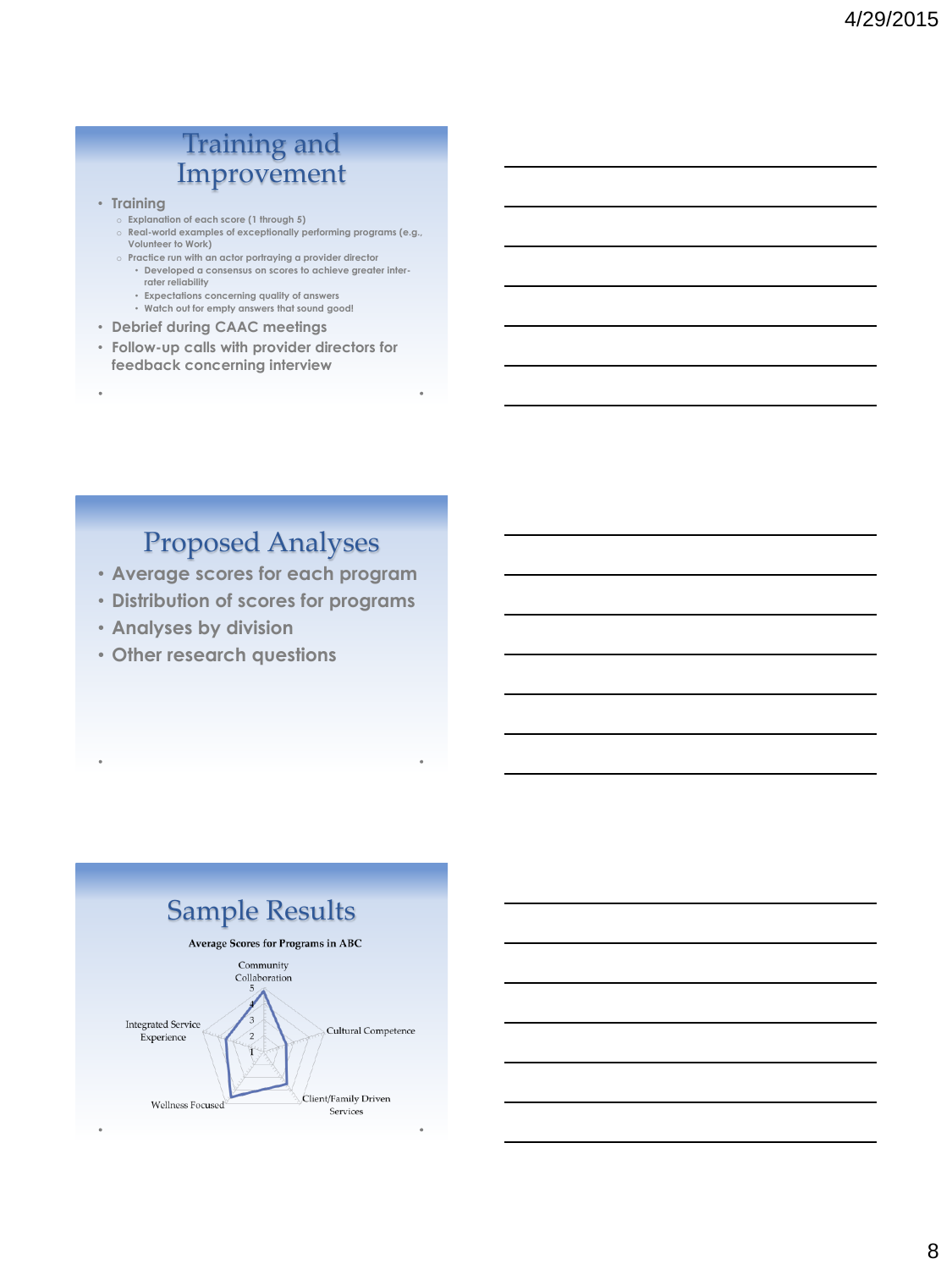## Training and Improvement

- Training
  - Explanation of each score (1 through 5)
  - Real-world examples of exceptionally performing programs (e.g., Volunteer to Work)
  - Practice run with an actor portraying a provider director
    - Developed a consensus on scores to achieve greater inter-rater reliability
    - Expectations concerning quality of answers
    - Watch out for empty answers that sound good!
- Debrief during CAAC meetings
- Follow-up calls with provider directors for feedback concerning interview

## Proposed Analyses

- Average scores for each program
- Distribution of scores for programs
- Analyses by division
- Other research questions

## Sample Results

Average Scores for Programs in ABC

Community Collaboration

5

4

3

2

1

Cultural Competence

Client/Family Driven Services

Wellness Focused

Integrated Service Experience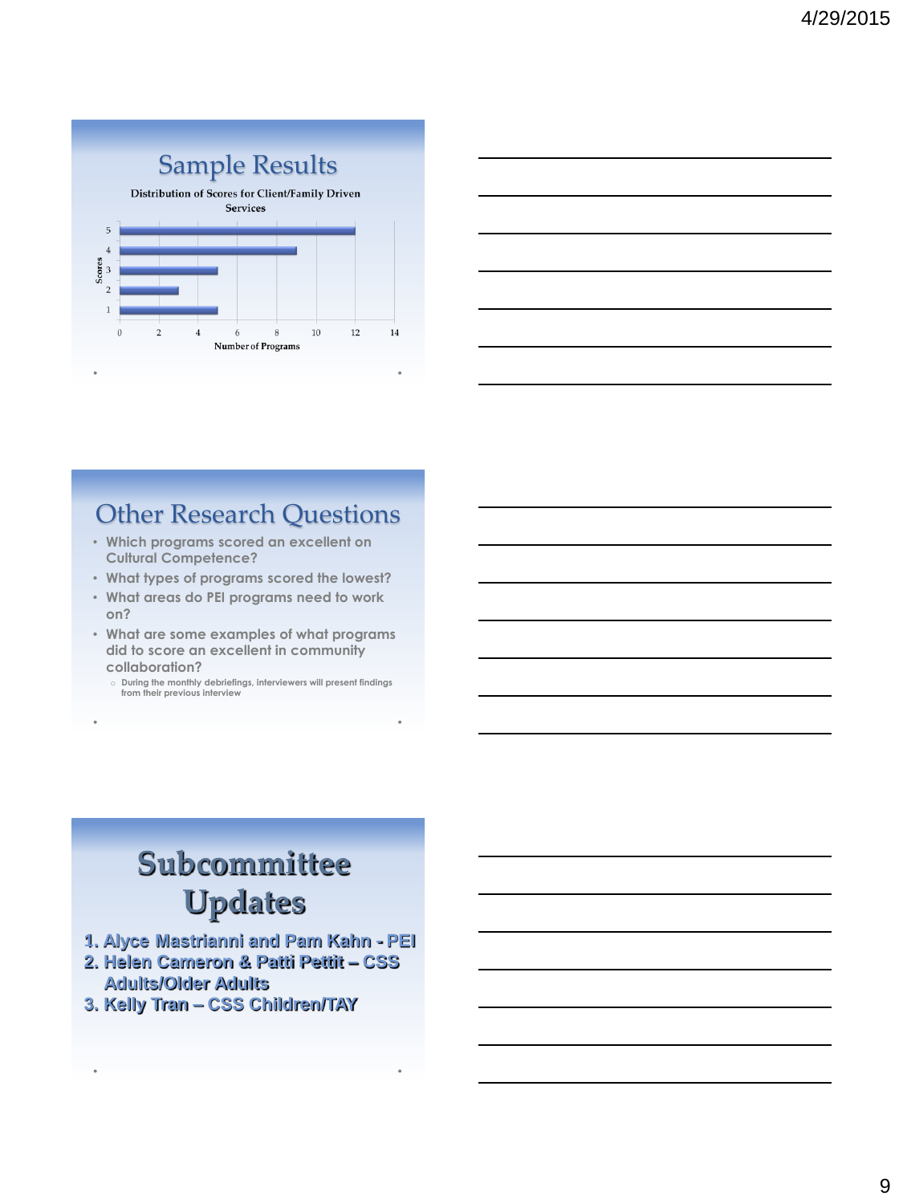## Sample Results

Distribution of Scores for Client/Family Driven Services

| Scores | Number of Programs |
|---|---|
| 5 | 12 |
| 4 | 9 |
| 3 | 5 |
| 2 | 3 |
| 1 | 5 |

## Other Research Questions

- Which programs scored an excellent on Cultural Competence?
- What types of programs scored the lowest?
- What areas do PEI programs need to work on?
- What are some examples of what programs did to score an excellent in community collaboration?
  - During the monthly debriefings, interviewers will present findings from their previous interview

## Subcommittee Updates

1. Alyce Mastrianni and Pam Kahn - PEI
2. Helen Cameron & Patti Pettit – CSS Adults/Older Adults
3. Kelly Tran – CSS Children/TAY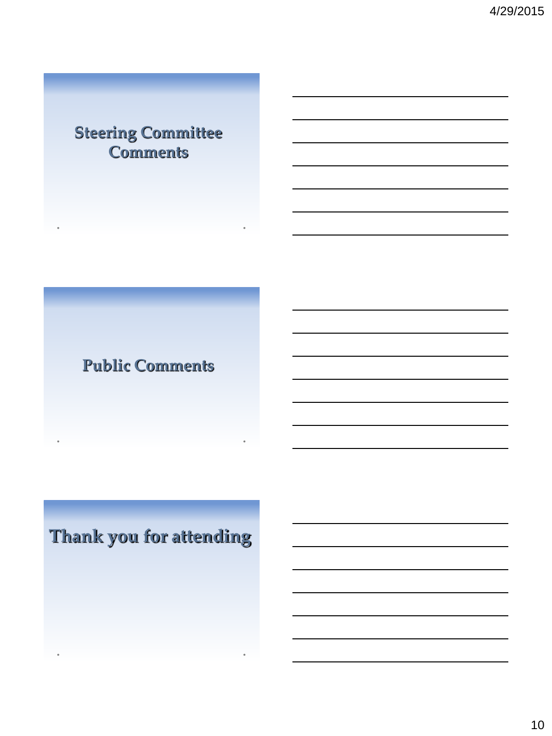## Steering Committee Comments

## Public Comments

## Thank you for attending